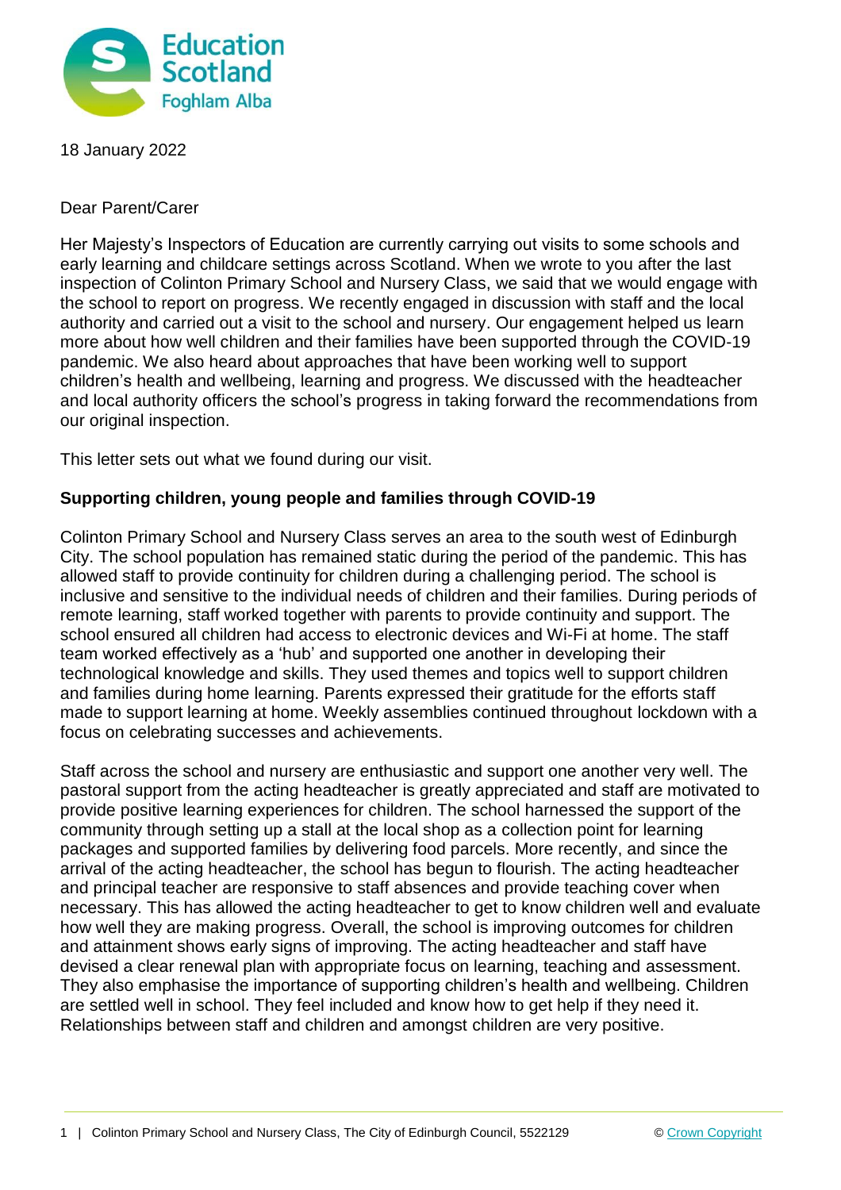18 January 2022

Dear Parent/Carer

Her Majesty's Inspectors of Education are currently carrying out visits to some schools and early learning and childcare settings across Scotland. When we wrote to you after the last inspection of Colinton Primary School and Nursery Class, we said that we would engage with the school to report on progress. We recently engaged in discussion with staff and the local authority and carried out a visit to the school and nursery. Our engagement helped us learn more about how well children and their families have been supported through the COVID-19 pandemic. We also heard about approaches that have been working well to support children's health and wellbeing, learning and progress. We discussed with the headteacher and local authority officers the school's progress in taking forward the recommendations from our original inspection.

This letter sets out what we found during our visit.

## Supporting children, young people and families through COVID-19

Colinton Primary School and Nursery Class serves an area to the south west of Edinburgh City. The school population has remained static during the period of the pandemic. This has allowed staff to provide continuity for children during a challenging period. The school is inclusive and sensitive to the individual needs of children and their families. During periods of remote learning, staff worked together with parents to provide continuity and support. The school ensured all children had access to electronic devices and Wi-Fi at home. The staff team worked effectively as a 'hub' and supported one another in developing their technological knowledge and skills. They used themes and topics well to support children and families during home learning. Parents expressed their gratitude for the efforts staff made to support learning at home. Weekly assemblies continued throughout lockdown with a focus on celebrating successes and achievements.

Staff across the school and nursery are enthusiastic and support one another very well. The pastoral support from the acting headteacher is greatly appreciated and staff are motivated to provide positive learning experiences for children. The school harnessed the support of the community through setting up a stall at the local shop as a collection point for learning packages and supported families by delivering food parcels. More recently, and since the arrival of the acting headteacher, the school has begun to flourish. The acting headteacher and principal teacher are responsive to staff absences and provide teaching cover when necessary. This has allowed the acting headteacher to get to know children well and evaluate how well they are making progress. Overall, the school is improving outcomes for children and attainment shows early signs of improving. The acting headteacher and staff have devised a clear renewal plan with appropriate focus on learning, teaching and assessment. They also emphasise the importance of supporting children's health and wellbeing. Children are settled well in school. They feel included and know how to get help if they need it. Relationships between staff and children and amongst children are very positive.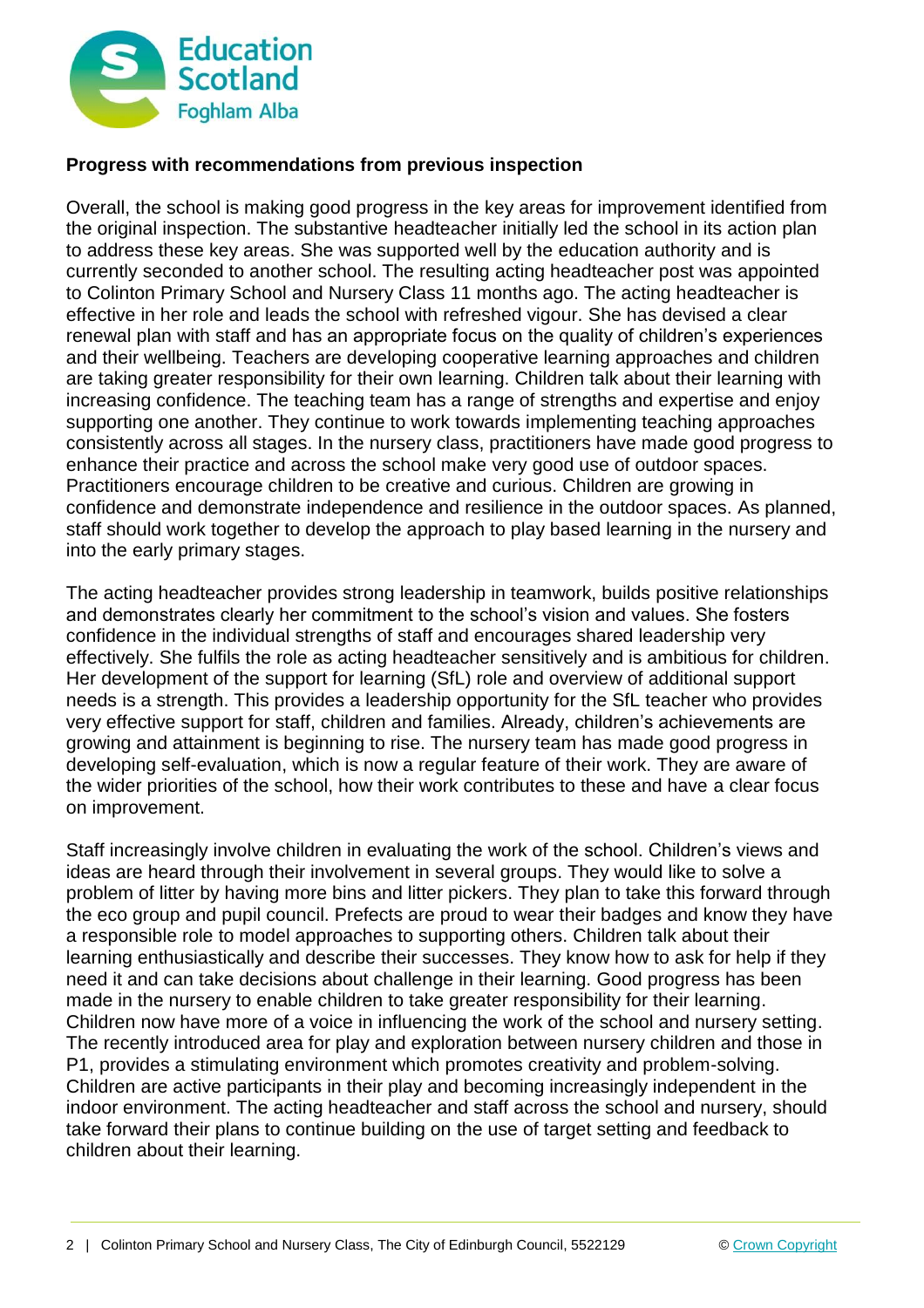## Progress with recommendations from previous inspection

Overall, the school is making good progress in the key areas for improvement identified from the original inspection. The substantive headteacher initially led the school in its action plan to address these key areas. She was supported well by the education authority and is currently seconded to another school. The resulting acting headteacher post was appointed to Colinton Primary School and Nursery Class 11 months ago. The acting headteacher is effective in her role and leads the school with refreshed vigour. She has devised a clear renewal plan with staff and has an appropriate focus on the quality of children's experiences and their wellbeing. Teachers are developing cooperative learning approaches and children are taking greater responsibility for their own learning. Children talk about their learning with increasing confidence. The teaching team has a range of strengths and expertise and enjoy supporting one another. They continue to work towards implementing teaching approaches consistently across all stages. In the nursery class, practitioners have made good progress to enhance their practice and across the school make very good use of outdoor spaces. Practitioners encourage children to be creative and curious. Children are growing in confidence and demonstrate independence and resilience in the outdoor spaces. As planned, staff should work together to develop the approach to play based learning in the nursery and into the early primary stages.

The acting headteacher provides strong leadership in teamwork, builds positive relationships and demonstrates clearly her commitment to the school's vision and values. She fosters confidence in the individual strengths of staff and encourages shared leadership very effectively. She fulfils the role as acting headteacher sensitively and is ambitious for children. Her development of the support for learning (SfL) role and overview of additional support needs is a strength. This provides a leadership opportunity for the SfL teacher who provides very effective support for staff, children and families. Already, children's achievements are growing and attainment is beginning to rise. The nursery team has made good progress in developing self-evaluation, which is now a regular feature of their work. They are aware of the wider priorities of the school, how their work contributes to these and have a clear focus on improvement.

Staff increasingly involve children in evaluating the work of the school. Children's views and ideas are heard through their involvement in several groups. They would like to solve a problem of litter by having more bins and litter pickers. They plan to take this forward through the eco group and pupil council. Prefects are proud to wear their badges and know they have a responsible role to model approaches to supporting others. Children talk about their learning enthusiastically and describe their successes. They know how to ask for help if they need it and can take decisions about challenge in their learning. Good progress has been made in the nursery to enable children to take greater responsibility for their learning. Children now have more of a voice in influencing the work of the school and nursery setting. The recently introduced area for play and exploration between nursery children and those in P1, provides a stimulating environment which promotes creativity and problem-solving. Children are active participants in their play and becoming increasingly independent in the indoor environment. The acting headteacher and staff across the school and nursery, should take forward their plans to continue building on the use of target setting and feedback to children about their learning.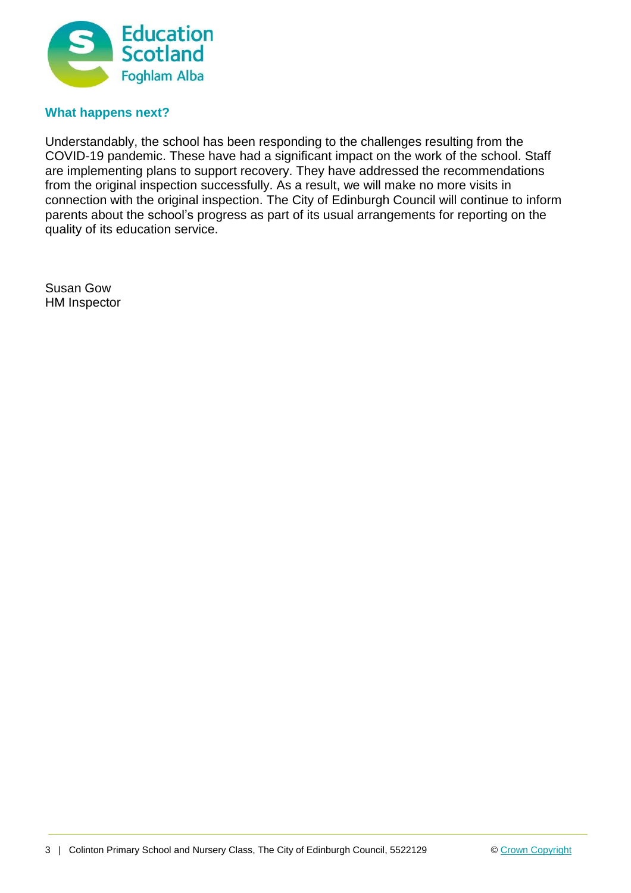## What happens next?

Understandably, the school has been responding to the challenges resulting from the COVID-19 pandemic. These have had a significant impact on the work of the school. Staff are implementing plans to support recovery. They have addressed the recommendations from the original inspection successfully. As a result, we will make no more visits in connection with the original inspection. The City of Edinburgh Council will continue to inform parents about the school's progress as part of its usual arrangements for reporting on the quality of its education service.

Susan Gow
HM Inspector